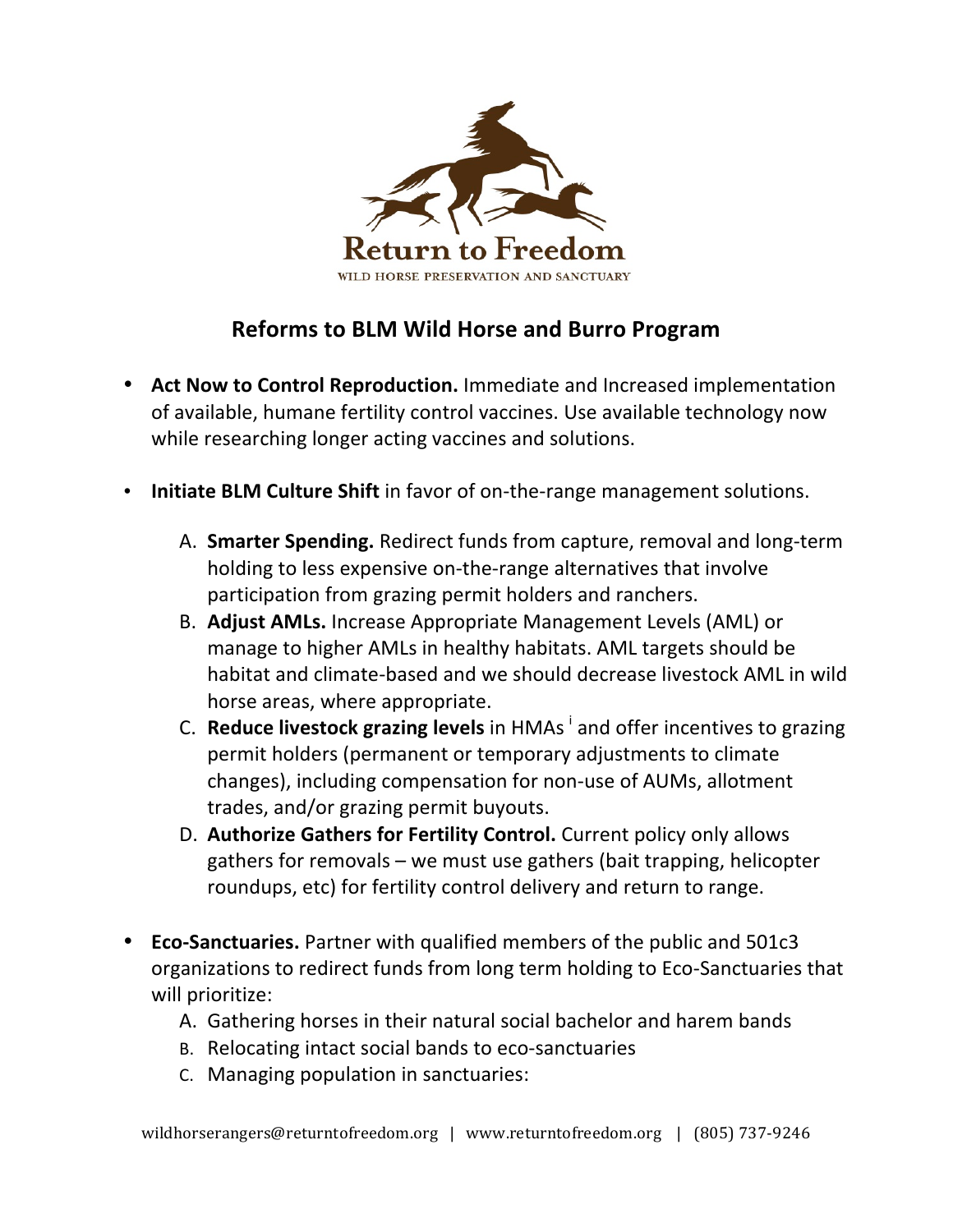Return to Freedom

WILD HORSE PRESERVATION AND SANCTUARY

## Reforms to BLM Wild Horse and Burro Program

- **Act Now to Control Reproduction.** Immediate and Increased implementation of available, humane fertility control vaccines. Use available technology now while researching longer acting vaccines and solutions.

- **Initiate BLM Culture Shift** in favor of on-the-range management solutions.

  A. **Smarter Spending.** Redirect funds from capture, removal and long-term holding to less expensive on-the-range alternatives that involve participation from grazing permit holders and ranchers.
  B. **Adjust AMLs.** Increase Appropriate Management Levels (AML) or manage to higher AMLs in healthy habitats. AML targets should be habitat and climate-based and we should decrease livestock AML in wild horse areas, where appropriate.
  C. **Reduce livestock grazing levels** in HMAs [i] and offer incentives to grazing permit holders (permanent or temporary adjustments to climate changes), including compensation for non-use of AUMs, allotment trades, and/or grazing permit buyouts.
  D. **Authorize Gathers for Fertility Control.** Current policy only allows gathers for removals – we must use gathers (bait trapping, helicopter roundups, etc) for fertility control delivery and return to range.

- **Eco-Sanctuaries.** Partner with qualified members of the public and 501c3 organizations to redirect funds from long term holding to Eco-Sanctuaries that will prioritize:
  A. Gathering horses in their natural social bachelor and harem bands
  B. Relocating intact social bands to eco-sanctuaries
  C. Managing population in sanctuaries: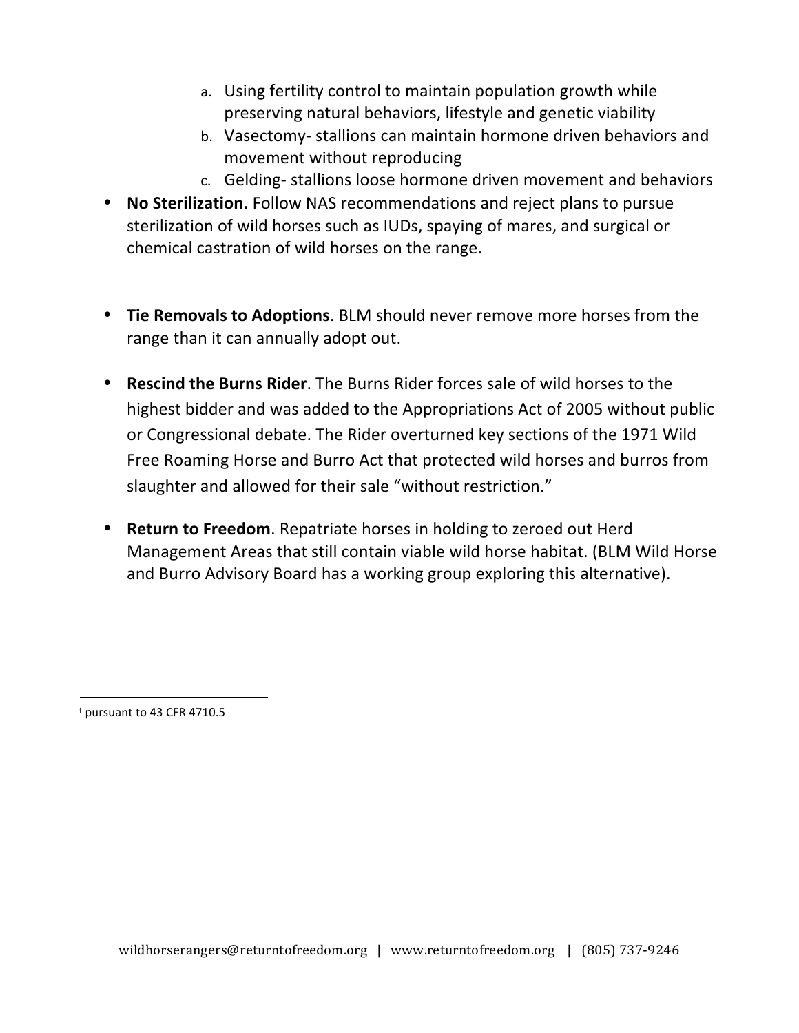a. Using fertility control to maintain population growth while preserving natural behaviors, lifestyle and genetic viability
   b. Vasectomy- stallions can maintain hormone driven behaviors and movement without reproducing
   c. Gelding- stallions loose hormone driven movement and behaviors

- **No Sterilization.** Follow NAS recommendations and reject plans to pursue sterilization of wild horses such as IUDs, spaying of mares, and surgical or chemical castration of wild horses on the range.

- **Tie Removals to Adoptions**. BLM should never remove more horses from the range than it can annually adopt out.

- **Rescind the Burns Rider**. The Burns Rider forces sale of wild horses to the highest bidder and was added to the Appropriations Act of 2005 without public or Congressional debate. The Rider overturned key sections of the 1971 Wild Free Roaming Horse and Burro Act that protected wild horses and burros from slaughter and allowed for their sale "without restriction."

- **Return to Freedom**. Repatriate horses in holding to zeroed out Herd Management Areas that still contain viable wild horse habitat. (BLM Wild Horse and Burro Advisory Board has a working group exploring this alternative).

---

[i] pursuant to 43 CFR 4710.5

wildhorserangers@returntofreedom.org | www.returntofreedom.org | (805) 737-9246